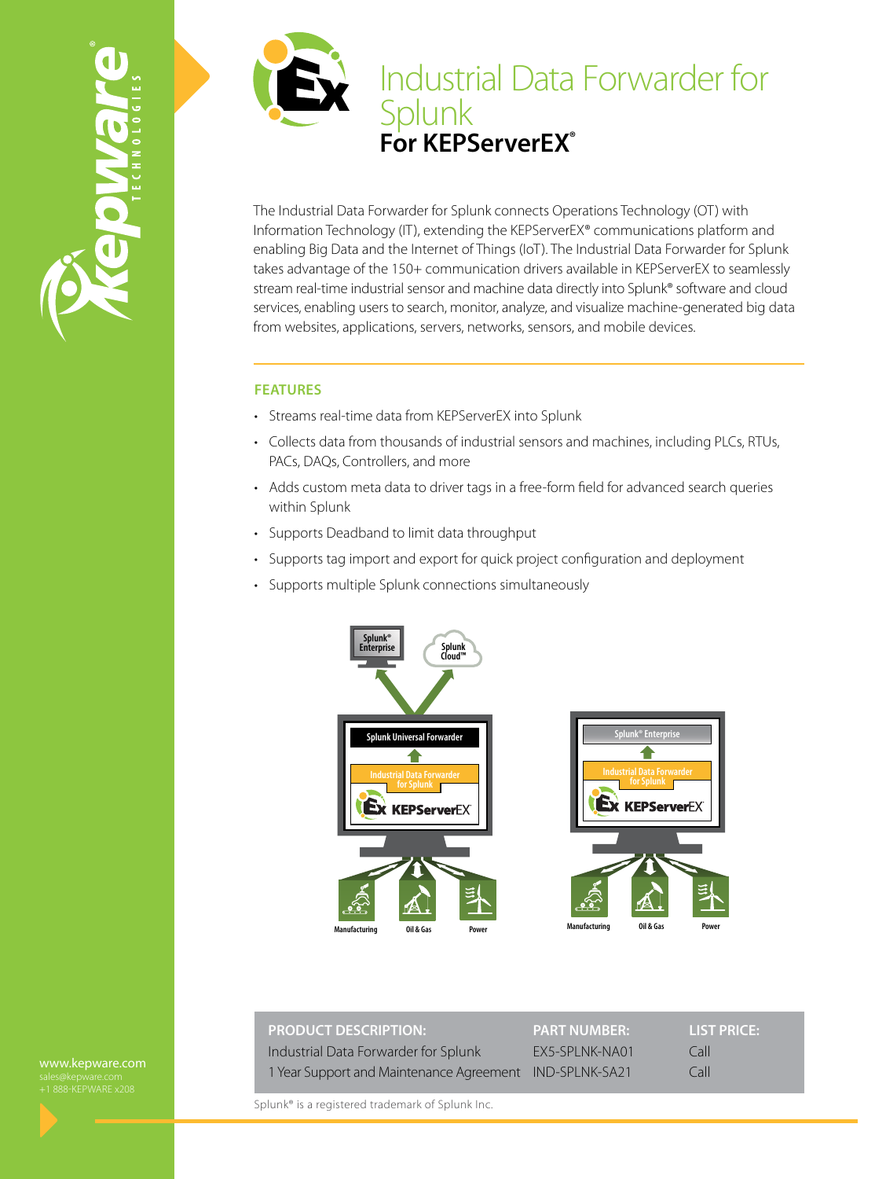# Industrial Data Forwarder for Splunk

## For KEPServerEX®

The Industrial Data Forwarder for Splunk connects Operations Technology (OT) with Information Technology (IT), extending the KEPServerEX® communications platform and enabling Big Data and the Internet of Things (IoT). The Industrial Data Forwarder for Splunk takes advantage of the 150+ communication drivers available in KEPServerEX to seamlessly stream real-time industrial sensor and machine data directly into Splunk® software and cloud services, enabling users to search, monitor, analyze, and visualize machine-generated big data from websites, applications, servers, networks, sensors, and mobile devices.

### FEATURES

- Streams real-time data from KEPServerEX into Splunk
- Collects data from thousands of industrial sensors and machines, including PLCs, RTUs, PACs, DAQs, Controllers, and more
- Adds custom meta data to driver tags in a free-form field for advanced search queries within Splunk
- Supports Deadband to limit data throughput
- Supports tag import and export for quick project configuration and deployment
- Supports multiple Splunk connections simultaneously

| PRODUCT DESCRIPTION: | PART NUMBER: | LIST PRICE: |
|---|---|---|
| Industrial Data Forwarder for Splunk | EX5-SPLNK-NA01 | Call |
| 1 Year Support and Maintenance Agreement | IND-SPLNK-SA21 | Call |

Splunk® is a registered trademark of Splunk Inc.

www.kepware.com
sales@kepware.com
+1 888-KEPWARE x208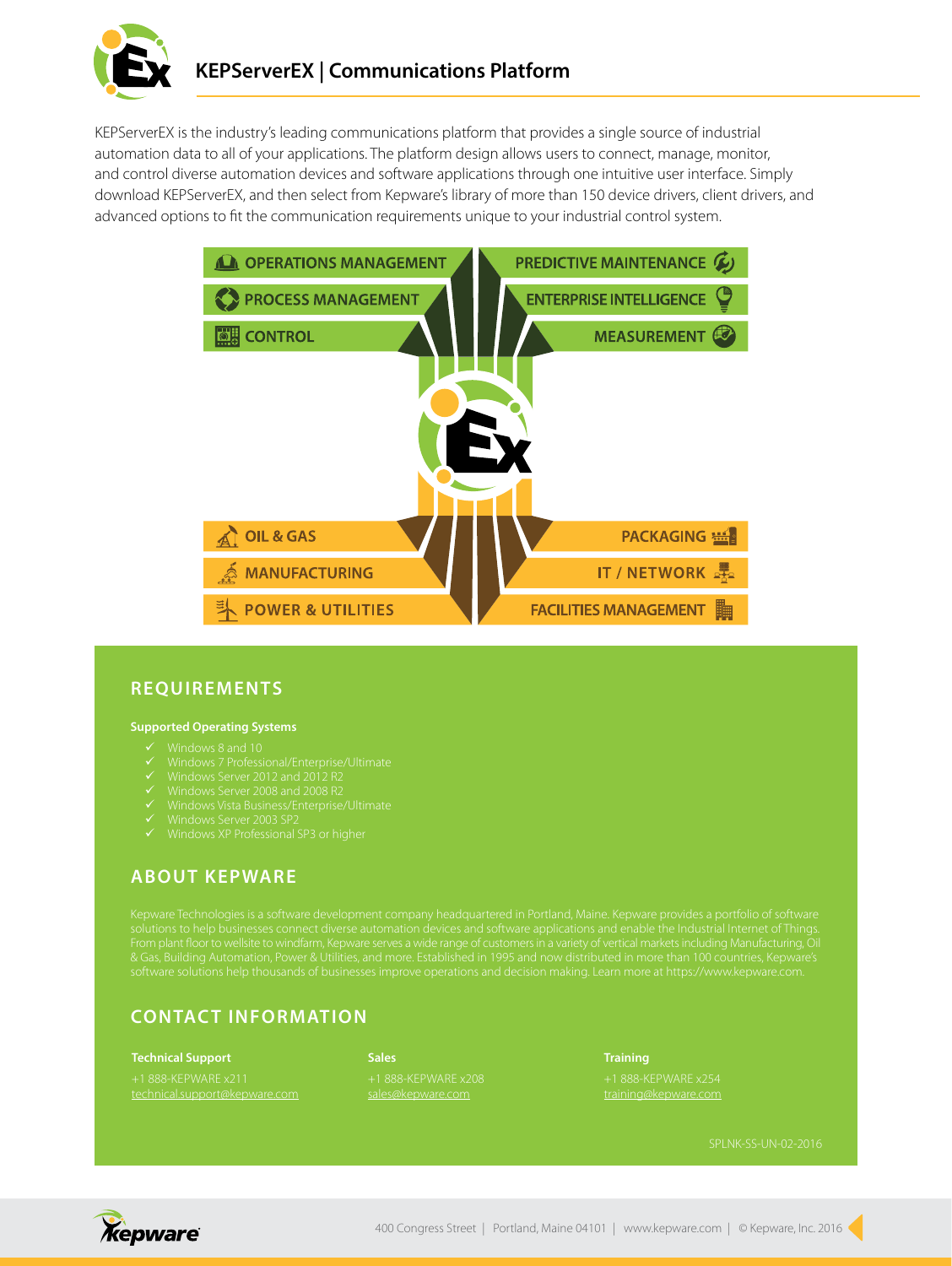# KEPServerEX | Communications Platform

KEPServerEX is the industry's leading communications platform that provides a single source of industrial automation data to all of your applications. The platform design allows users to connect, manage, monitor, and control diverse automation devices and software applications through one intuitive user interface. Simply download KEPServerEX, and then select from Kepware's library of more than 150 device drivers, client drivers, and advanced options to fit the communication requirements unique to your industrial control system.

OPERATIONS MANAGEMENT
PROCESS MANAGEMENT
CONTROL
PREDICTIVE MAINTENANCE
ENTERPRISE INTELLIGENCE
MEASUREMENT
OIL & GAS
MANUFACTURING
POWER & UTILITIES
PACKAGING
IT / NETWORK
FACILITIES MANAGEMENT

## REQUIREMENTS

**Supported Operating Systems**

- ✓ Windows 8 and 10
- ✓ Windows 7 Professional/Enterprise/Ultimate
- ✓ Windows Server 2012 and 2012 R2
- ✓ Windows Server 2008 and 2008 R2
- ✓ Windows Vista Business/Enterprise/Ultimate
- ✓ Windows Server 2003 SP2
- ✓ Windows XP Professional SP3 or higher

## ABOUT KEPWARE

Kepware Technologies is a software development company headquartered in Portland, Maine. Kepware provides a portfolio of software solutions to help businesses connect diverse automation devices and software applications and enable the Industrial Internet of Things. From plant floor to wellsite to windfarm, Kepware serves a wide range of customers in a variety of vertical markets including Manufacturing, Oil & Gas, Building Automation, Power & Utilities, and more. Established in 1995 and now distributed in more than 100 countries, Kepware's software solutions help thousands of businesses improve operations and decision making. Learn more at https://www.kepware.com.

## CONTACT INFORMATION

**Technical Support**
+1 888-KEPWARE x211
technical.support@kepware.com

**Sales**
+1 888-KEPWARE x208
sales@kepware.com

**Training**
+1 888-KEPWARE x254
training@kepware.com

SPLNK-SS-UN-02-2016

400 Congress Street | Portland, Maine 04101 | www.kepware.com | © Kepware, Inc. 2016